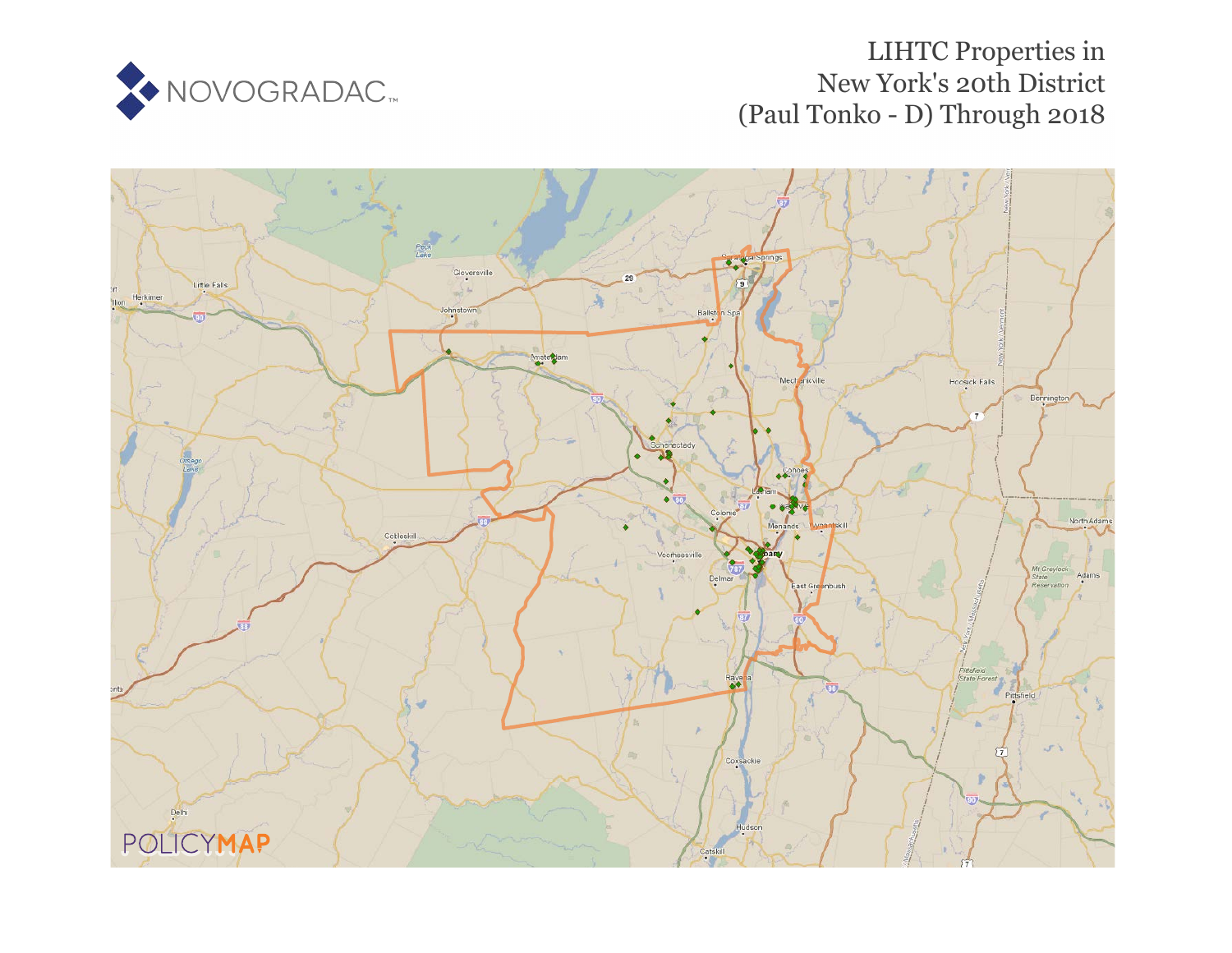NOVOGRADAC

# LIHTC Properties in New York's 20th District (Paul Tonko - D) Through 2018

POLICYMAP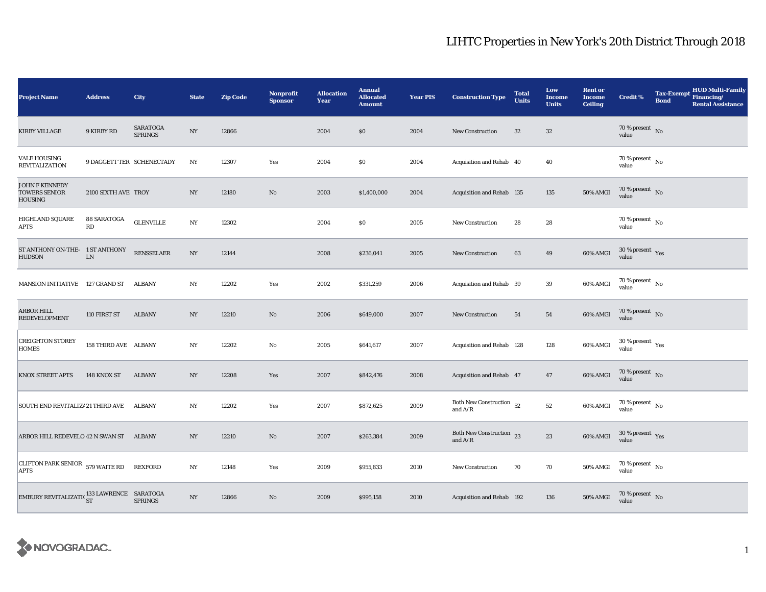# LIHTC Properties in New York's 20th District Through 2018

| Project Name | Address | City | State | Zip Code | Nonprofit Sponsor | Allocation Year | Annual Allocated Amount | Year PIS | Construction Type | Total Units | Low Income Units | Rent or Income Ceiling | Credit % | Tax-Exempt Bond | HUD Multi-Family Financing/ Rental Assistance |
|---|---|---|---|---|---|---|---|---|---|---|---|---|---|---|---|
| KIRBY VILLAGE | 9 KIRBY RD | SARATOGA SPRINGS | NY | 12866 | | 2004 | $0 | 2004 | New Construction | 32 | 32 | | 70 % present value | No | |
| VALE HOUSING REVITALIZATION | 9 DAGGETT TER | SCHENECTADY | NY | 12307 | Yes | 2004 | $0 | 2004 | Acquisition and Rehab | 40 | 40 | | 70 % present value | No | |
| JOHN F KENNEDY TOWERS SENIOR HOUSING | 2100 SIXTH AVE | TROY | NY | 12180 | No | 2003 | $1,400,000 | 2004 | Acquisition and Rehab | 135 | 135 | 50% AMGI | 70 % present value | No | |
| HIGHLAND SQUARE APTS | 88 SARATOGA RD | GLENVILLE | NY | 12302 | | 2004 | $0 | 2005 | New Construction | 28 | 28 | | 70 % present value | No | |
| ST ANTHONY ON-THE-HUDSON | 1 ST ANTHONY LN | RENSSELAER | NY | 12144 | | 2008 | $236,041 | 2005 | New Construction | 63 | 49 | 60% AMGI | 30 % present value | Yes | |
| MANSION INITIATIVE | 127 GRAND ST | ALBANY | NY | 12202 | Yes | 2002 | $331,259 | 2006 | Acquisition and Rehab | 39 | 39 | 60% AMGI | 70 % present value | No | |
| ARBOR HILL REDEVELOPMENT | 110 FIRST ST | ALBANY | NY | 12210 | No | 2006 | $649,000 | 2007 | New Construction | 54 | 54 | 60% AMGI | 70 % present value | No | |
| CREIGHTON STOREY HOMES | 158 THIRD AVE | ALBANY | NY | 12202 | No | 2005 | $641,617 | 2007 | Acquisition and Rehab | 128 | 128 | 60% AMGI | 30 % present value | Yes | |
| KNOX STREET APTS | 148 KNOX ST | ALBANY | NY | 12208 | Yes | 2007 | $842,476 | 2008 | Acquisition and Rehab | 47 | 47 | 60% AMGI | 70 % present value | No | |
| SOUTH END REVITALIZA | 21 THIRD AVE | ALBANY | NY | 12202 | Yes | 2007 | $872,625 | 2009 | Both New Construction and A/R | 52 | 52 | 60% AMGI | 70 % present value | No | |
| ARBOR HILL REDEVELO | 42 N SWAN ST | ALBANY | NY | 12210 | No | 2007 | $263,384 | 2009 | Both New Construction and A/R | 23 | 23 | 60% AMGI | 30 % present value | Yes | |
| CLIFTON PARK SENIOR APTS | 579 WAITE RD | REXFORD | NY | 12148 | Yes | 2009 | $955,833 | 2010 | New Construction | 70 | 70 | 50% AMGI | 70 % present value | No | |
| EMBURY REVITALIZATIO | 133 LAWRENCE ST | SARATOGA SPRINGS | NY | 12866 | No | 2009 | $995,158 | 2010 | Acquisition and Rehab | 192 | 136 | 50% AMGI | 70 % present value | No | |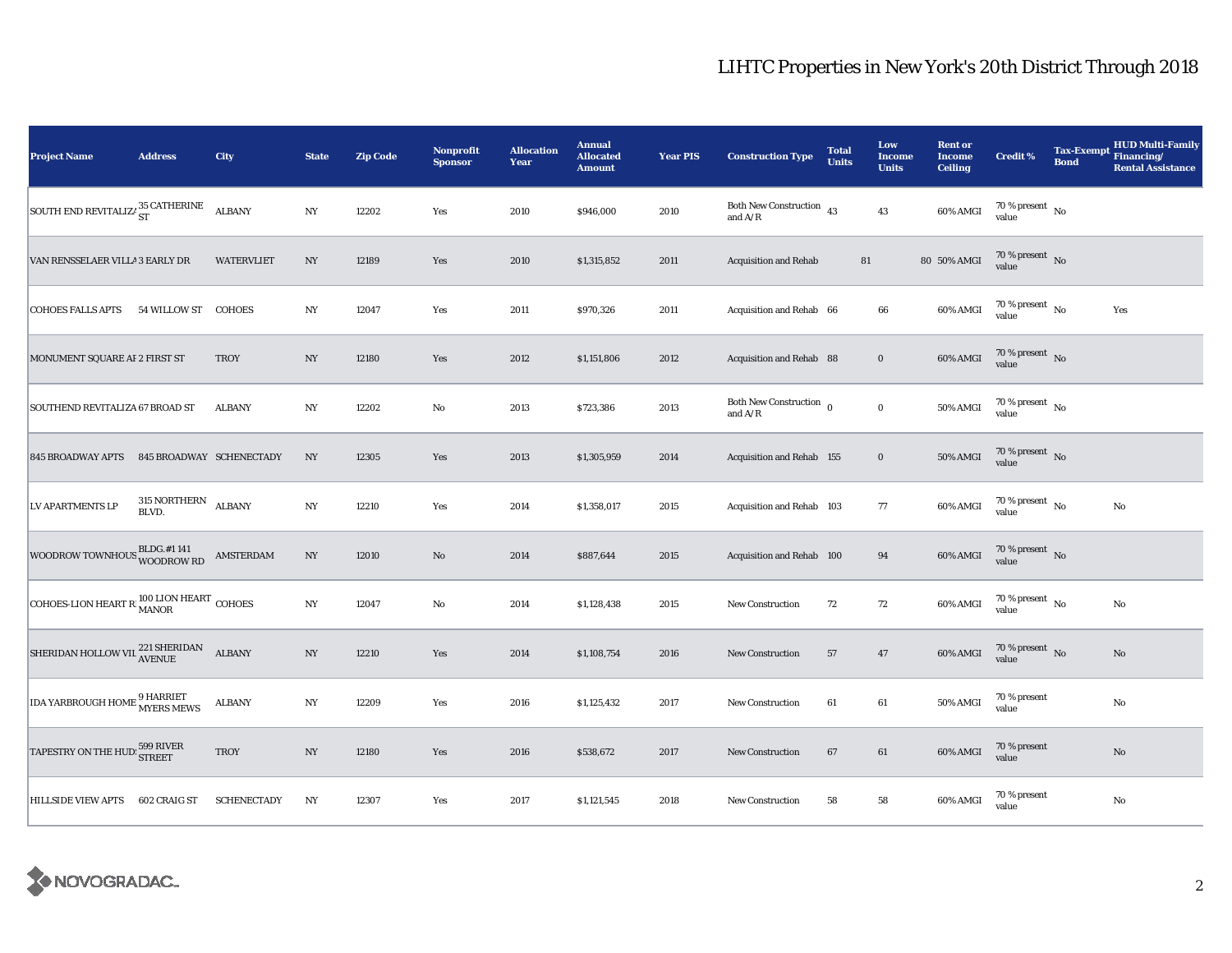# LIHTC Properties in New York's 20th District Through 2018

| Project Name | Address | City | State | Zip Code | Nonprofit Sponsor | Allocation Year | Annual Allocated Amount | Year PIS | Construction Type | Total Units | Low Income Units | Rent or Income Ceiling | Credit % | Tax-Exempt Bond | HUD Multi-Family Financing/ Rental Assistance |
|---|---|---|---|---|---|---|---|---|---|---|---|---|---|---|---|
| SOUTH END REVITALIZA | 35 CATHERINE ST | ALBANY | NY | 12202 | Yes | 2010 | $946,000 | 2010 | Both New Construction and A/R | 43 | 43 | 60% AMGI | 70 % present value | No | |
| VAN RENSSELAER VILLA | 3 EARLY DR | WATERVLIET | NY | 12189 | Yes | 2010 | $1,315,852 | 2011 | Acquisition and Rehab | 81 | 80 | 50% AMGI | 70 % present value | No | |
| COHOES FALLS APTS | 54 WILLOW ST | COHOES | NY | 12047 | Yes | 2011 | $970,326 | 2011 | Acquisition and Rehab | 66 | 66 | 60% AMGI | 70 % present value | No | Yes |
| MONUMENT SQUARE AF | 2 FIRST ST | TROY | NY | 12180 | Yes | 2012 | $1,151,806 | 2012 | Acquisition and Rehab | 88 | 0 | 60% AMGI | 70 % present value | No | |
| SOUTHEND REVITALIZA | 67 BROAD ST | ALBANY | NY | 12202 | No | 2013 | $723,386 | 2013 | Both New Construction and A/R | 0 | 0 | 50% AMGI | 70 % present value | No | |
| 845 BROADWAY APTS | 845 BROADWAY | SCHENECTADY | NY | 12305 | Yes | 2013 | $1,305,959 | 2014 | Acquisition and Rehab | 155 | 0 | 50% AMGI | 70 % present value | No | |
| LV APARTMENTS LP | 315 NORTHERN BLVD. | ALBANY | NY | 12210 | Yes | 2014 | $1,358,017 | 2015 | Acquisition and Rehab | 103 | 77 | 60% AMGI | 70 % present value | No | No |
| WOODROW TOWNHOUS | BLDG.#1 141 WOODROW RD | AMSTERDAM | NY | 12010 | No | 2014 | $887,644 | 2015 | Acquisition and Rehab | 100 | 94 | 60% AMGI | 70 % present value | No | |
| COHOES-LION HEART R | 100 LION HEART MANOR | COHOES | NY | 12047 | No | 2014 | $1,128,438 | 2015 | New Construction | 72 | 72 | 60% AMGI | 70 % present value | No | No |
| SHERIDAN HOLLOW VIL | 221 SHERIDAN AVENUE | ALBANY | NY | 12210 | Yes | 2014 | $1,108,754 | 2016 | New Construction | 57 | 47 | 60% AMGI | 70 % present value | No | No |
| IDA YARBROUGH HOME | 9 HARRIET MYERS MEWS | ALBANY | NY | 12209 | Yes | 2016 | $1,125,432 | 2017 | New Construction | 61 | 61 | 50% AMGI | 70 % present value | | No |
| TAPESTRY ON THE HUD | 599 RIVER STREET | TROY | NY | 12180 | Yes | 2016 | $538,672 | 2017 | New Construction | 67 | 61 | 60% AMGI | 70 % present value | | No |
| HILLSIDE VIEW APTS | 602 CRAIG ST | SCHENECTADY | NY | 12307 | Yes | 2017 | $1,121,545 | 2018 | New Construction | 58 | 58 | 60% AMGI | 70 % present value | | No |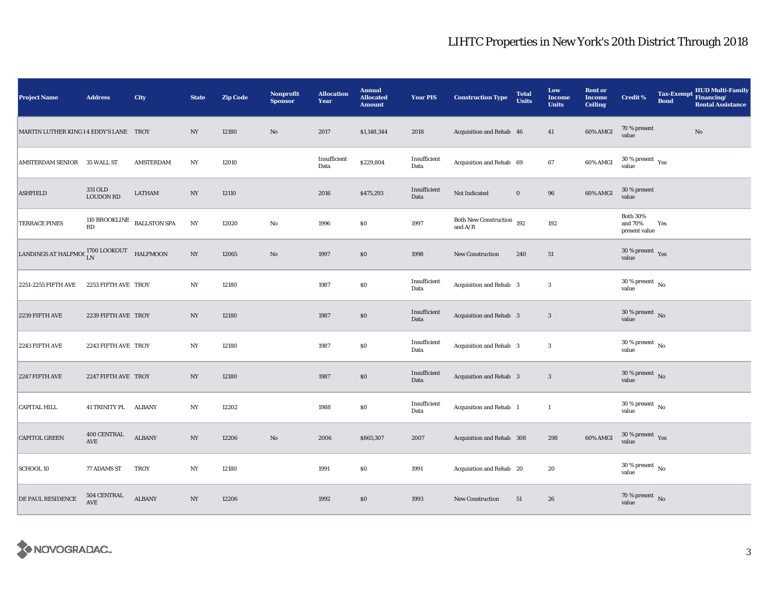# LIHTC Properties in New York's 20th District Through 2018

| Project Name | Address | City | State | Zip Code | Nonprofit Sponsor | Allocation Year | Annual Allocated Amount | Year PIS | Construction Type | Total Units | Low Income Units | Rent or Income Ceiling | Credit % | Tax-Exempt Bond | HUD Multi-Family Financing/ Rental Assistance |
|---|---|---|---|---|---|---|---|---|---|---|---|---|---|---|---|
| MARTIN LUTHER KING I | 4 EDDY'S LANE | TROY | NY | 12180 | No | 2017 | $1,148,344 | 2018 | Acquisition and Rehab | 46 | 41 | 60% AMGI | 70 % present value | | No |
| AMSTERDAM SENIOR | 35 WALL ST | AMSTERDAM | NY | 12010 | | Insufficient Data | $229,804 | Insufficient Data | Acquisition and Rehab | 69 | 67 | 60% AMGI | 30 % present value | Yes | |
| ASHFIELD | 331 OLD LOUDON RD | LATHAM | NY | 12110 | | 2016 | $475,293 | Insufficient Data | Not Indicated | 0 | 96 | 60% AMGI | 30 % present value | | |
| TERRACE PINES | 110 BROOKLINE RD | BALLSTON SPA | NY | 12020 | No | 1996 | $0 | 1997 | Both New Construction and A/R | 192 | 192 | | Both 30% and 70% present value | Yes | |
| LANDINGS AT HALFMOO | 1700 LOOKOUT LN | HALFMOON | NY | 12065 | No | 1997 | $0 | 1998 | New Construction | 240 | 51 | | 30 % present value | Yes | |
| 2251-2255 FIFTH AVE | 2253 FIFTH AVE | TROY | NY | 12180 | | 1987 | $0 | Insufficient Data | Acquisition and Rehab | 3 | 3 | | 30 % present value | No | |
| 2239 FIFTH AVE | 2239 FIFTH AVE | TROY | NY | 12180 | | 1987 | $0 | Insufficient Data | Acquisition and Rehab | 3 | 3 | | 30 % present value | No | |
| 2243 FIFTH AVE | 2243 FIFTH AVE | TROY | NY | 12180 | | 1987 | $0 | Insufficient Data | Acquisition and Rehab | 3 | 3 | | 30 % present value | No | |
| 2247 FIFTH AVE | 2247 FIFTH AVE | TROY | NY | 12180 | | 1987 | $0 | Insufficient Data | Acquisition and Rehab | 3 | 3 | | 30 % present value | No | |
| CAPITAL HILL | 41 TRINITY PL | ALBANY | NY | 12202 | | 1988 | $0 | Insufficient Data | Acquisition and Rehab | 1 | 1 | | 30 % present value | No | |
| CAPITOL GREEN | 400 CENTRAL AVE | ALBANY | NY | 12206 | No | 2006 | $865,307 | 2007 | Acquisition and Rehab | 308 | 298 | 60% AMGI | 30 % present value | Yes | |
| SCHOOL 10 | 77 ADAMS ST | TROY | NY | 12180 | | 1991 | $0 | 1991 | Acquisition and Rehab | 20 | 20 | | 30 % present value | No | |
| DE PAUL RESIDENCE | 504 CENTRAL AVE | ALBANY | NY | 12206 | | 1992 | $0 | 1993 | New Construction | 51 | 26 | | 70 % present value | No | |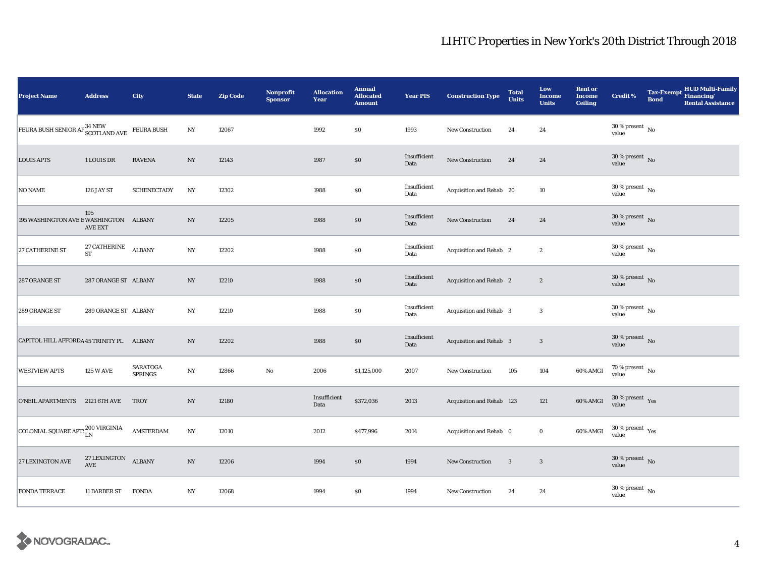# LIHTC Properties in New York's 20th District Through 2018

| Project Name | Address | City | State | Zip Code | Nonprofit Sponsor | Allocation Year | Annual Allocated Amount | Year PIS | Construction Type | Total Units | Low Income Units | Rent or Income Ceiling | Credit % | Tax-Exempt Bond | HUD Multi-Family Financing/ Rental Assistance |
|---|---|---|---|---|---|---|---|---|---|---|---|---|---|---|---|
| FEURA BUSH SENIOR AP | 34 NEW SCOTLAND AVE | FEURA BUSH | NY | 12067 | | 1992 | $0 | 1993 | New Construction | 24 | 24 | | 30 % present value | No | |
| LOUIS APTS | 1 LOUIS DR | RAVENA | NY | 12143 | | 1987 | $0 | Insufficient Data | New Construction | 24 | 24 | | 30 % present value | No | |
| NO NAME | 126 JAY ST | SCHENECTADY | NY | 12302 | | 1988 | $0 | Insufficient Data | Acquisition and Rehab | 20 | 10 | | 30 % present value | No | |
| 195 WASHINGTON AVE E | 195 WASHINGTON AVE EXT | ALBANY | NY | 12205 | | 1988 | $0 | Insufficient Data | New Construction | 24 | 24 | | 30 % present value | No | |
| 27 CATHERINE ST | 27 CATHERINE ST | ALBANY | NY | 12202 | | 1988 | $0 | Insufficient Data | Acquisition and Rehab | 2 | 2 | | 30 % present value | No | |
| 287 ORANGE ST | 287 ORANGE ST | ALBANY | NY | 12210 | | 1988 | $0 | Insufficient Data | Acquisition and Rehab | 2 | 2 | | 30 % present value | No | |
| 289 ORANGE ST | 289 ORANGE ST | ALBANY | NY | 12210 | | 1988 | $0 | Insufficient Data | Acquisition and Rehab | 3 | 3 | | 30 % present value | No | |
| CAPITOL HILL AFFORDA | 45 TRINITY PL | ALBANY | NY | 12202 | | 1988 | $0 | Insufficient Data | Acquisition and Rehab | 3 | 3 | | 30 % present value | No | |
| WESTVIEW APTS | 125 W AVE | SARATOGA SPRINGS | NY | 12866 | No | 2006 | $1,125,000 | 2007 | New Construction | 105 | 104 | 60% AMGI | 70 % present value | No | |
| O'NEIL APARTMENTS | 2121 6TH AVE | TROY | NY | 12180 | | Insufficient Data | $372,036 | 2013 | Acquisition and Rehab | 123 | 121 | 60% AMGI | 30 % present value | Yes | |
| COLONIAL SQUARE APTS | 200 VIRGINIA LN | AMSTERDAM | NY | 12010 | | 2012 | $477,996 | 2014 | Acquisition and Rehab | 0 | 0 | 60% AMGI | 30 % present value | Yes | |
| 27 LEXINGTON AVE | 27 LEXINGTON AVE | ALBANY | NY | 12206 | | 1994 | $0 | 1994 | New Construction | 3 | 3 | | 30 % present value | No | |
| FONDA TERRACE | 11 BARBER ST | FONDA | NY | 12068 | | 1994 | $0 | 1994 | New Construction | 24 | 24 | | 30 % present value | No | |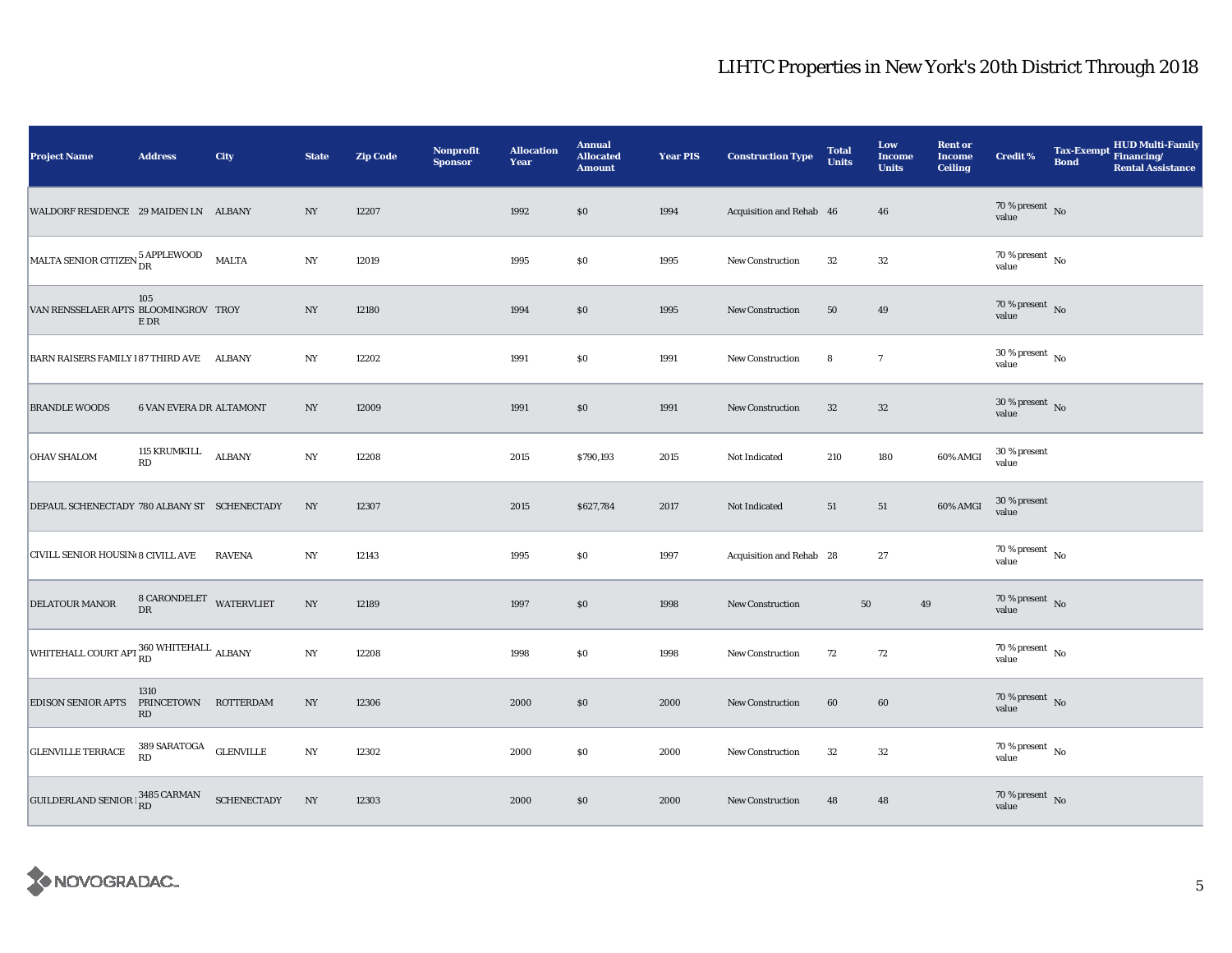# LIHTC Properties in New York's 20th District Through 2018

| Project Name | Address | City | State | Zip Code | Nonprofit Sponsor | Allocation Year | Annual Allocated Amount | Year PIS | Construction Type | Total Units | Low Income Units | Rent or Income Ceiling | Credit % | Tax-Exempt Bond | HUD Multi-Family Financing/ Rental Assistance |
|---|---|---|---|---|---|---|---|---|---|---|---|---|---|---|---|
| WALDORF RESIDENCE | 29 MAIDEN LN | ALBANY | NY | 12207 | | 1992 | $0 | 1994 | Acquisition and Rehab | 46 | 46 | | 70 % present value | No | |
| MALTA SENIOR CITIZEN | 5 APPLEWOOD DR | MALTA | NY | 12019 | | 1995 | $0 | 1995 | New Construction | 32 | 32 | | 70 % present value | No | |
| VAN RENSSELAER APTS | 105 BLOOMINGROVE DR | TROY | NY | 12180 | | 1994 | $0 | 1995 | New Construction | 50 | 49 | | 70 % present value | No | |
| BARN RAISERS FAMILY I | 87 THIRD AVE | ALBANY | NY | 12202 | | 1991 | $0 | 1991 | New Construction | 8 | 7 | | 30 % present value | No | |
| BRANDLE WOODS | 6 VAN EVERA DR | ALTAMONT | NY | 12009 | | 1991 | $0 | 1991 | New Construction | 32 | 32 | | 30 % present value | No | |
| OHAV SHALOM | 115 KRUMKILL RD | ALBANY | NY | 12208 | | 2015 | $790,193 | 2015 | Not Indicated | 210 | 180 | 60% AMGI | 30 % present value | | |
| DEPAUL SCHENECTADY | 780 ALBANY ST | SCHENECTADY | NY | 12307 | | 2015 | $627,784 | 2017 | Not Indicated | 51 | 51 | 60% AMGI | 30 % present value | | |
| CIVILL SENIOR HOUSING | 8 CIVILL AVE | RAVENA | NY | 12143 | | 1995 | $0 | 1997 | Acquisition and Rehab | 28 | 27 | | 70 % present value | No | |
| DELATOUR MANOR | 8 CARONDELET DR | WATERVLIET | NY | 12189 | | 1997 | $0 | 1998 | New Construction | 50 | 49 | | 70 % present value | No | |
| WHITEHALL COURT APT | 360 WHITEHALL RD | ALBANY | NY | 12208 | | 1998 | $0 | 1998 | New Construction | 72 | 72 | | 70 % present value | No | |
| EDISON SENIOR APTS | 1310 PRINCETOWN RD | ROTTERDAM | NY | 12306 | | 2000 | $0 | 2000 | New Construction | 60 | 60 | | 70 % present value | No | |
| GLENVILLE TERRACE | 389 SARATOGA RD | GLENVILLE | NY | 12302 | | 2000 | $0 | 2000 | New Construction | 32 | 32 | | 70 % present value | No | |
| GUILDERLAND SENIOR I | 3485 CARMAN RD | SCHENECTADY | NY | 12303 | | 2000 | $0 | 2000 | New Construction | 48 | 48 | | 70 % present value | No | |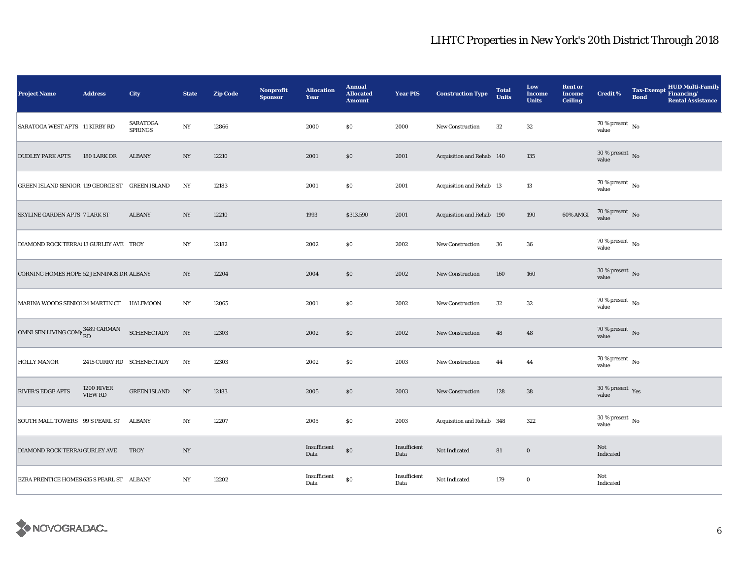# LIHTC Properties in New York's 20th District Through 2018

| Project Name | Address | City | State | Zip Code | Nonprofit Sponsor | Allocation Year | Annual Allocated Amount | Year PIS | Construction Type | Total Units | Low Income Units | Rent or Income Ceiling | Credit % | Tax-Exempt Bond | HUD Multi-Family Financing/ Rental Assistance |
|---|---|---|---|---|---|---|---|---|---|---|---|---|---|---|---|
| SARATOGA WEST APTS | 11 KIRBY RD | SARATOGA SPRINGS | NY | 12866 | | 2000 | $0 | 2000 | New Construction | 32 | 32 | | 70 % present value | No | |
| DUDLEY PARK APTS | 180 LARK DR | ALBANY | NY | 12210 | | 2001 | $0 | 2001 | Acquisition and Rehab | 140 | 135 | | 30 % present value | No | |
| GREEN ISLAND SENIOR | 119 GEORGE ST | GREEN ISLAND | NY | 12183 | | 2001 | $0 | 2001 | Acquisition and Rehab | 13 | 13 | | 70 % present value | No | |
| SKYLINE GARDEN APTS | 7 LARK ST | ALBANY | NY | 12210 | | 1993 | $313,590 | 2001 | Acquisition and Rehab | 190 | 190 | 60% AMGI | 70 % present value | No | |
| DIAMOND ROCK TERRA( | 13 GURLEY AVE | TROY | NY | 12182 | | 2002 | $0 | 2002 | New Construction | 36 | 36 | | 70 % present value | No | |
| CORNING HOMES HOPE | 52 JENNINGS DR | ALBANY | NY | 12204 | | 2004 | $0 | 2002 | New Construction | 160 | 160 | | 30 % present value | No | |
| MARINA WOODS SENIOI | 24 MARTIN CT | HALFMOON | NY | 12065 | | 2001 | $0 | 2002 | New Construction | 32 | 32 | | 70 % present value | No | |
| OMNI SEN LIVING COM| | 3489 CARMAN RD | SCHENECTADY | NY | 12303 | | 2002 | $0 | 2002 | New Construction | 48 | 48 | | 70 % present value | No | |
| HOLLY MANOR | 2415 CURRY RD | SCHENECTADY | NY | 12303 | | 2002 | $0 | 2003 | New Construction | 44 | 44 | | 70 % present value | No | |
| RIVER'S EDGE APTS | 1200 RIVER VIEW RD | GREEN ISLAND | NY | 12183 | | 2005 | $0 | 2003 | New Construction | 128 | 38 | | 30 % present value | Yes | |
| SOUTH MALL TOWERS | 99 S PEARL ST | ALBANY | NY | 12207 | | 2005 | $0 | 2003 | Acquisition and Rehab | 348 | 322 | | 30 % present value | No | |
| DIAMOND ROCK TERRA( | GURLEY AVE | TROY | NY | | | Insufficient Data | $0 | Insufficient Data | Not Indicated | 81 | 0 | | Not Indicated | | |
| EZRA PRENTICE HOMES | 635 S PEARL ST | ALBANY | NY | 12202 | | Insufficient Data | $0 | Insufficient Data | Not Indicated | 179 | 0 | | Not Indicated | | |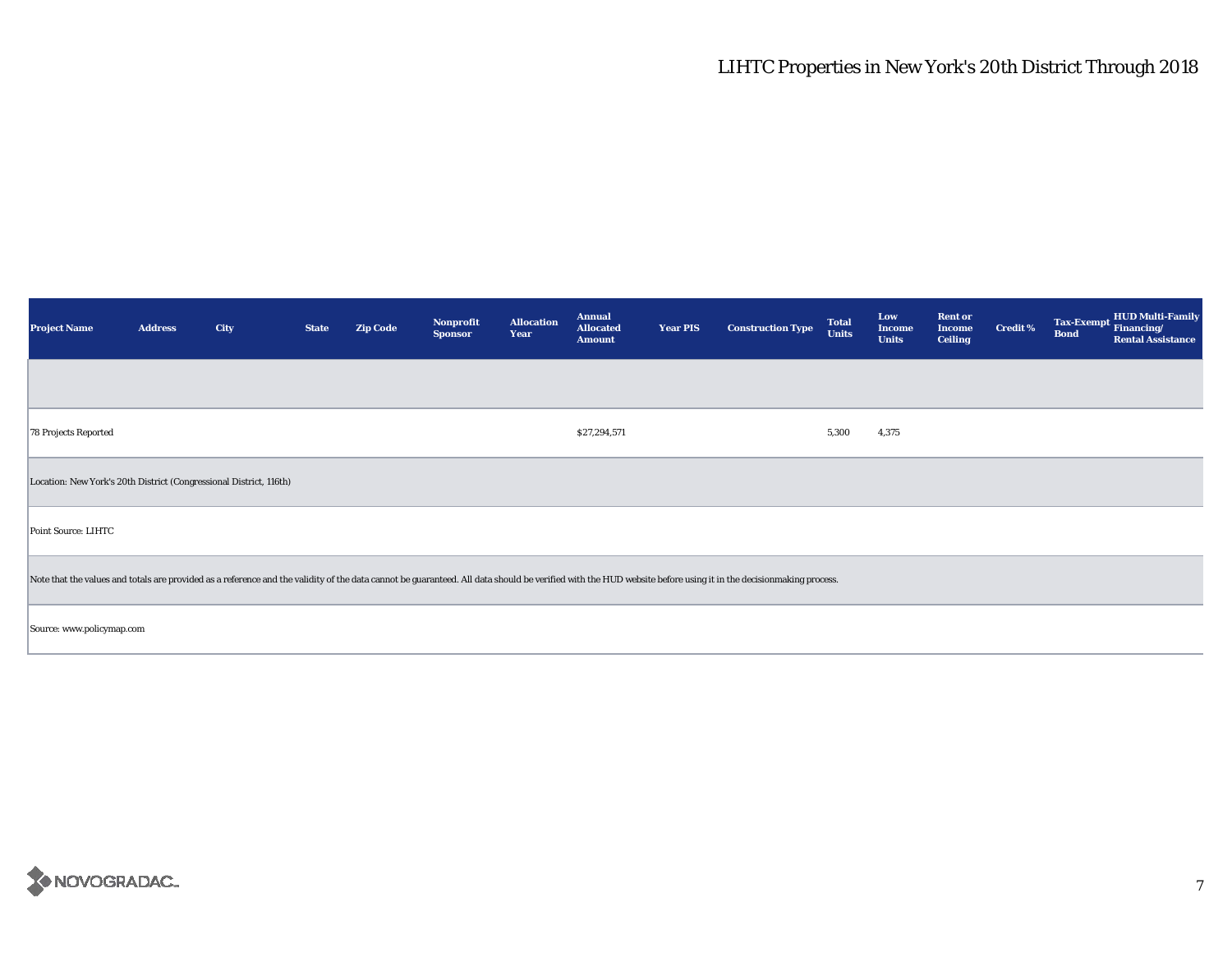# LIHTC Properties in New York's 20th District Through 2018

| Project Name | Address | City | State | Zip Code | Nonprofit Sponsor | Allocation Year | Annual Allocated Amount | Year PIS | Construction Type | Total Units | Low Income Units | Rent or Income Ceiling | Credit % | Tax-Exempt Bond | HUD Multi-Family Financing/ Rental Assistance |
|---|---|---|---|---|---|---|---|---|---|---|---|---|---|---|---|
| | | | | | | | | | | | | | | | |
| 78 Projects Reported | | | | | | | $27,294,571 | | | 5,300 | 4,375 | | | | |

Location: New York's 20th District (Congressional District, 116th)

Point Source: LIHTC

Note that the values and totals are provided as a reference and the validity of the data cannot be guaranteed. All data should be verified with the HUD website before using it in the decisionmaking process.

Source: www.policymap.com